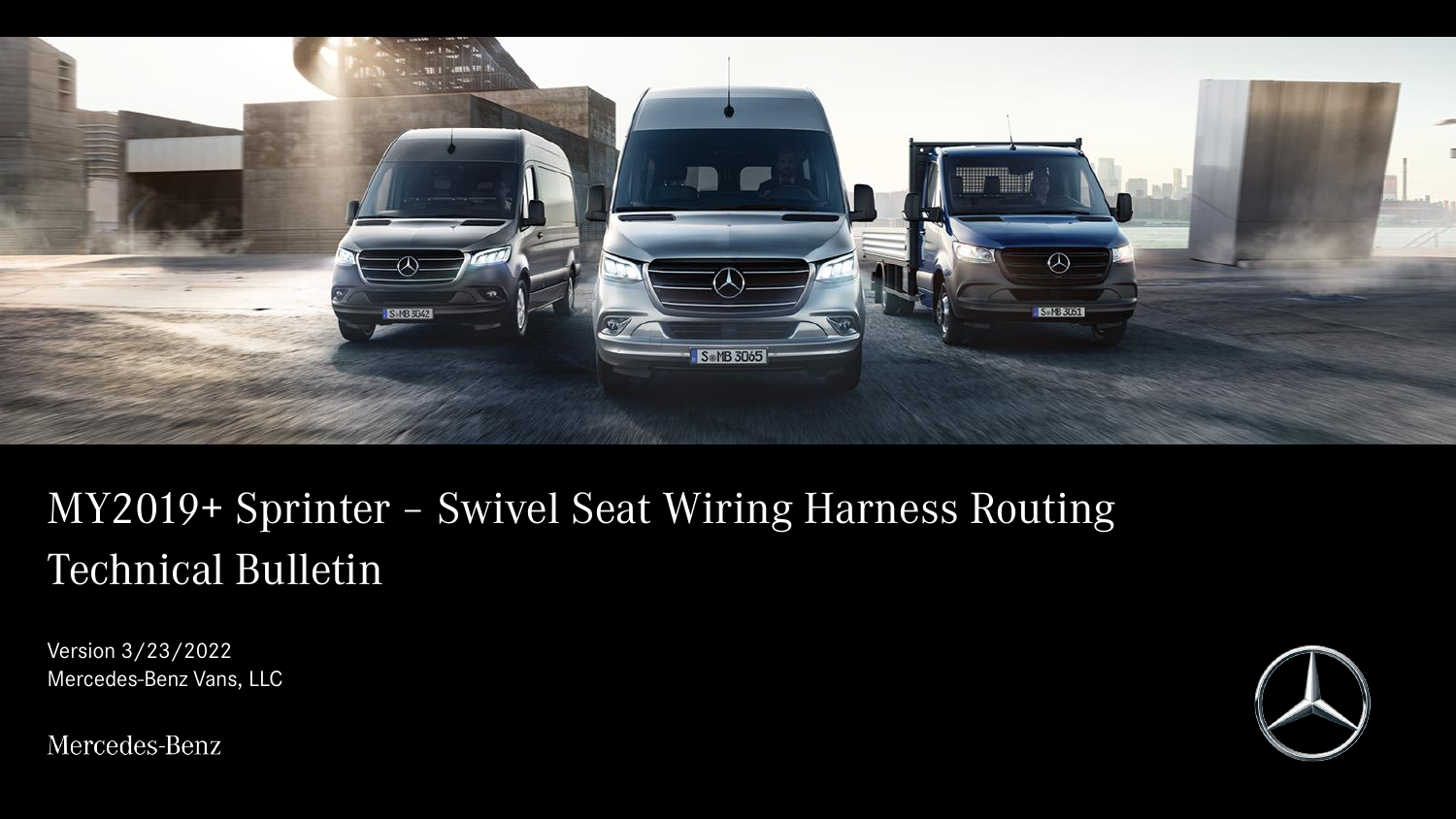# MY2019+ Sprinter – Swivel Seat Wiring Harness Routing Technical Bulletin

Version 3/23/2022
Mercedes-Benz Vans, LLC

Mercedes-Benz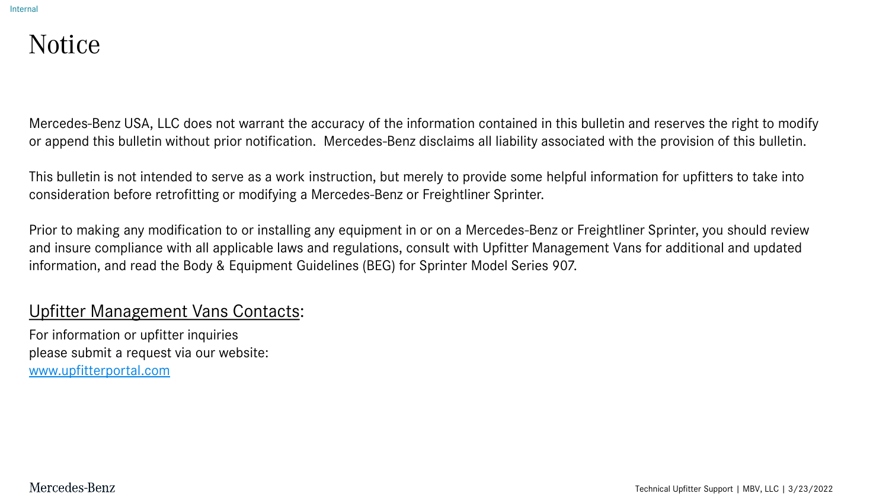# Notice

Mercedes-Benz USA, LLC does not warrant the accuracy of the information contained in this bulletin and reserves the right to modify or append this bulletin without prior notification. Mercedes-Benz disclaims all liability associated with the provision of this bulletin.

This bulletin is not intended to serve as a work instruction, but merely to provide some helpful information for upfitters to take into consideration before retrofitting or modifying a Mercedes-Benz or Freightliner Sprinter.

Prior to making any modification to or installing any equipment in or on a Mercedes-Benz or Freightliner Sprinter, you should review and insure compliance with all applicable laws and regulations, consult with Upfitter Management Vans for additional and updated information, and read the Body & Equipment Guidelines (BEG) for Sprinter Model Series 907.

## Upfitter Management Vans Contacts:

For information or upfitter inquiries
please submit a request via our website:
[www.upfitterportal.com](http://www.upfitterportal.com)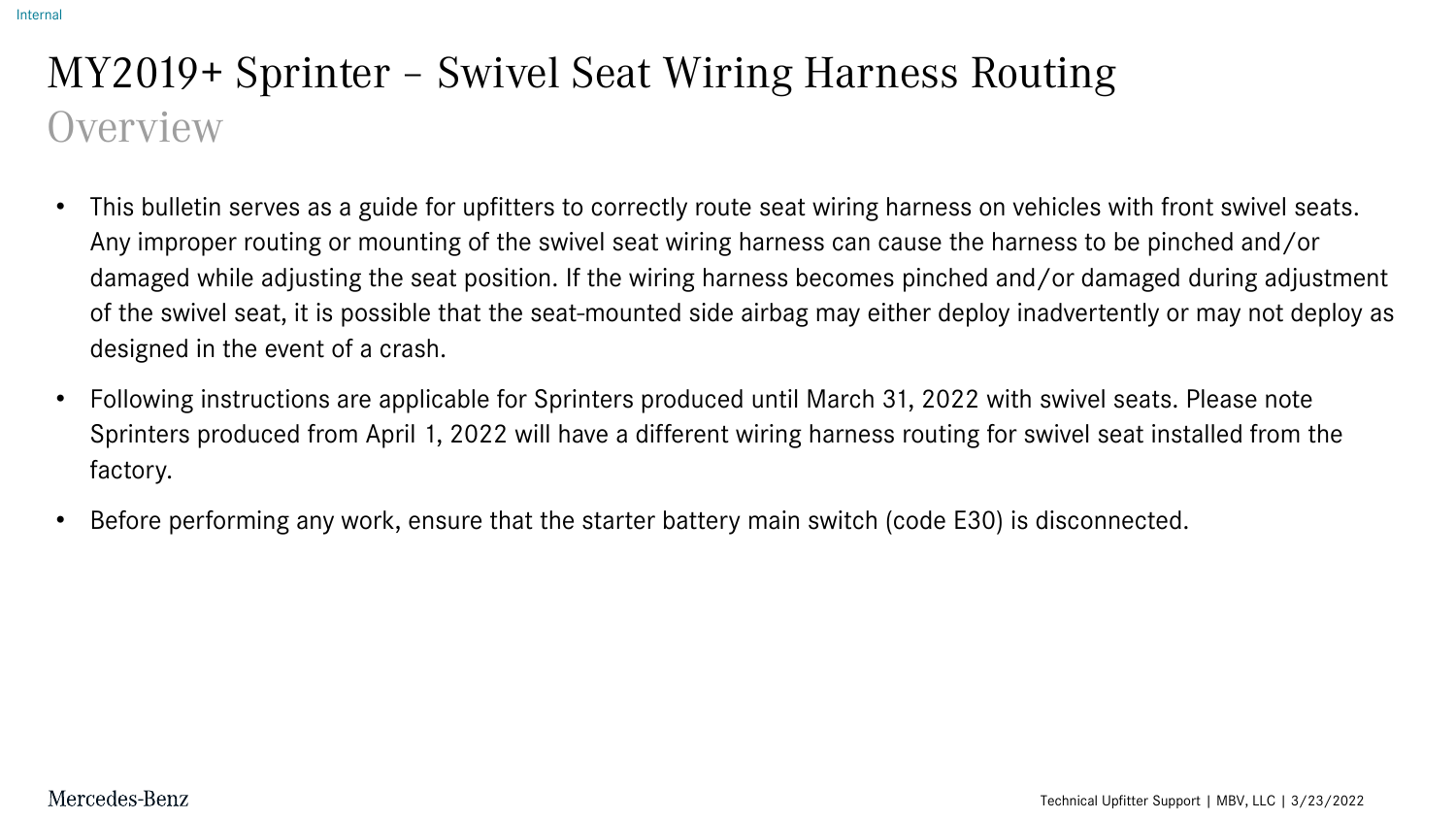# MY2019+ Sprinter – Swivel Seat Wiring Harness Routing

## Overview

- This bulletin serves as a guide for upfitters to correctly route seat wiring harness on vehicles with front swivel seats. Any improper routing or mounting of the swivel seat wiring harness can cause the harness to be pinched and/or damaged while adjusting the seat position. If the wiring harness becomes pinched and/or damaged during adjustment of the swivel seat, it is possible that the seat-mounted side airbag may either deploy inadvertently or may not deploy as designed in the event of a crash.
- Following instructions are applicable for Sprinters produced until March 31, 2022 with swivel seats. Please note Sprinters produced from April 1, 2022 will have a different wiring harness routing for swivel seat installed from the factory.
- Before performing any work, ensure that the starter battery main switch (code E30) is disconnected.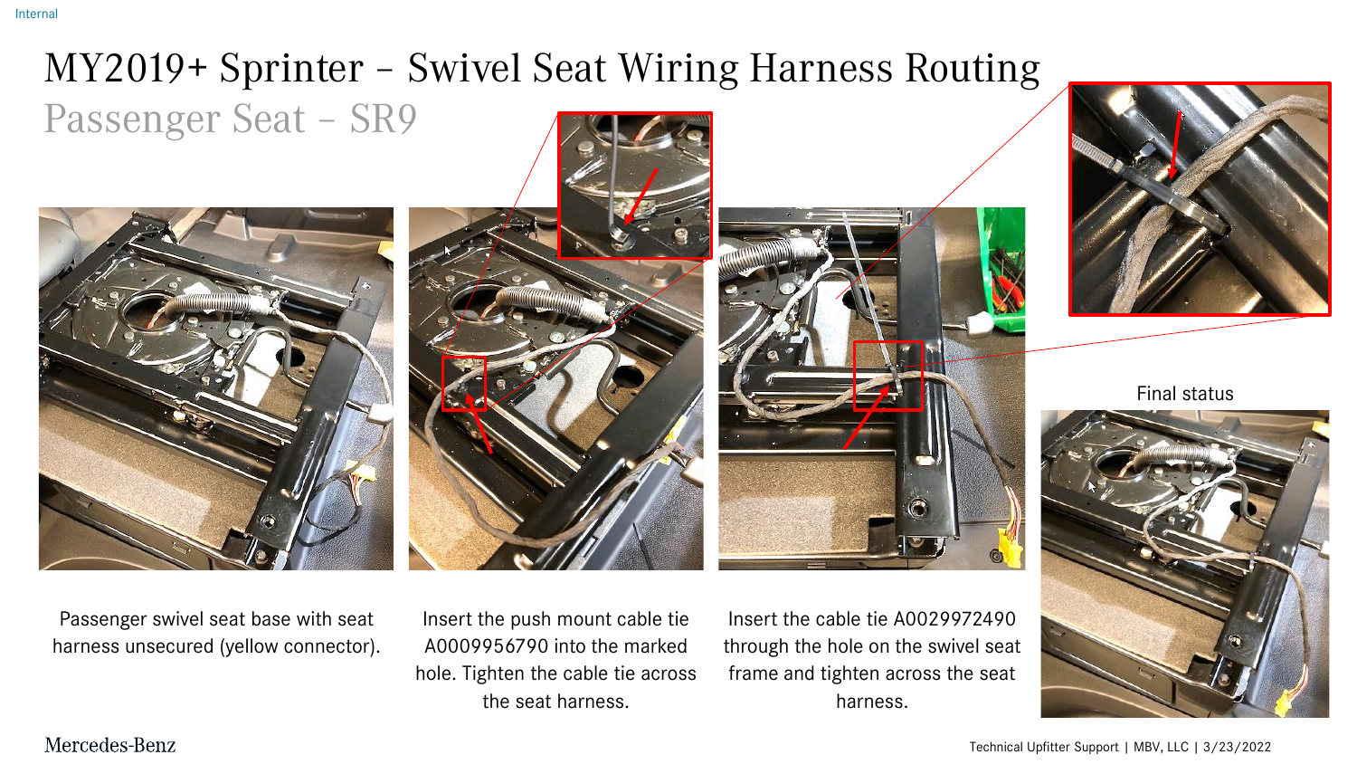# MY2019+ Sprinter – Swivel Seat Wiring Harness Routing

## Passenger Seat – SR9

Passenger swivel seat base with seat harness unsecured (yellow connector).

Insert the push mount cable tie A0009956790 into the marked hole. Tighten the cable tie across the seat harness.

Insert the cable tie A0029972490 through the hole on the swivel seat frame and tighten across the seat harness.

Final status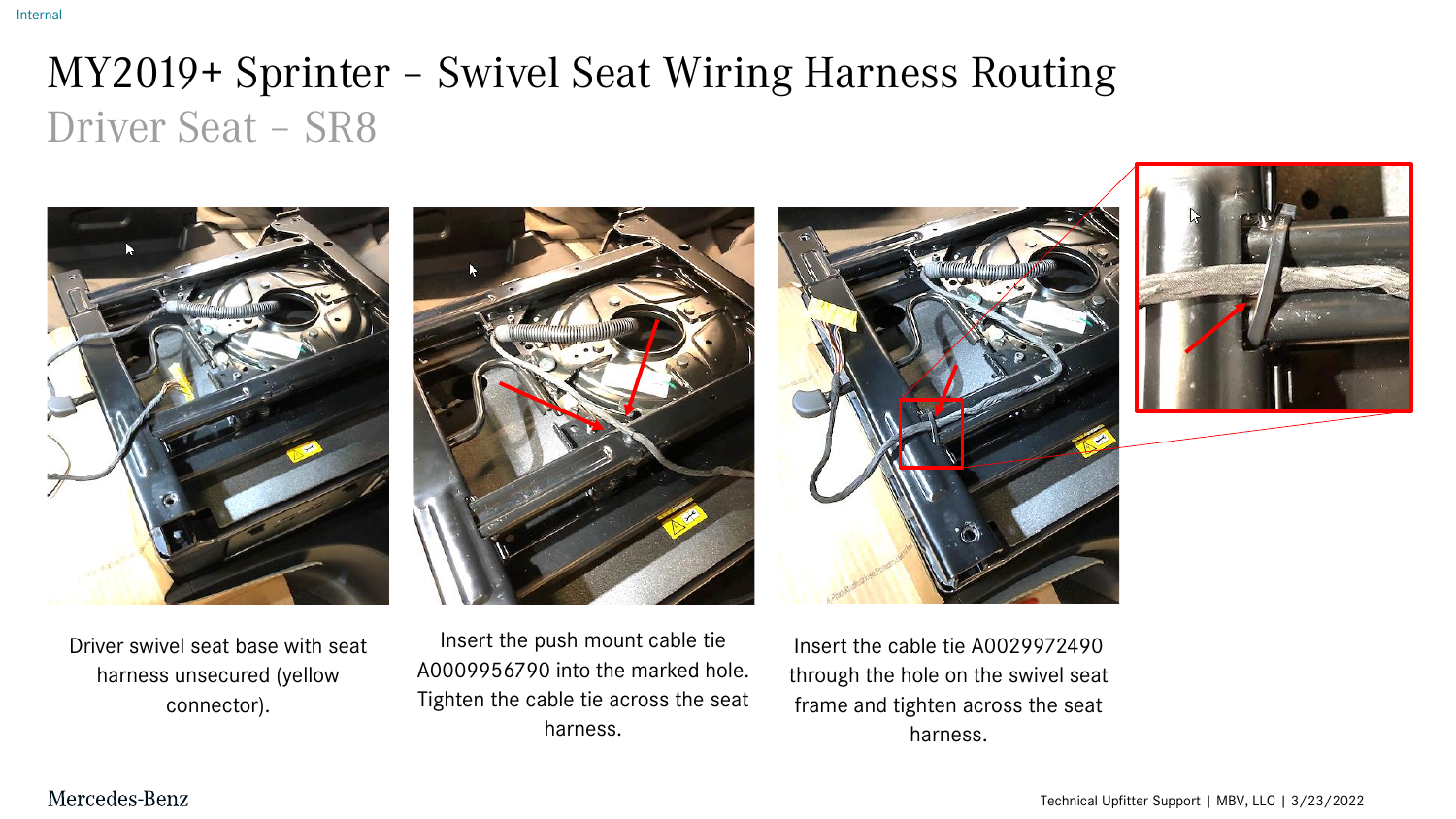# MY2019+ Sprinter – Swivel Seat Wiring Harness Routing

## Driver Seat – SR8

Driver swivel seat base with seat harness unsecured (yellow connector).

Insert the push mount cable tie A0009956790 into the marked hole. Tighten the cable tie across the seat harness.

Insert the cable tie A0029972490 through the hole on the swivel seat frame and tighten across the seat harness.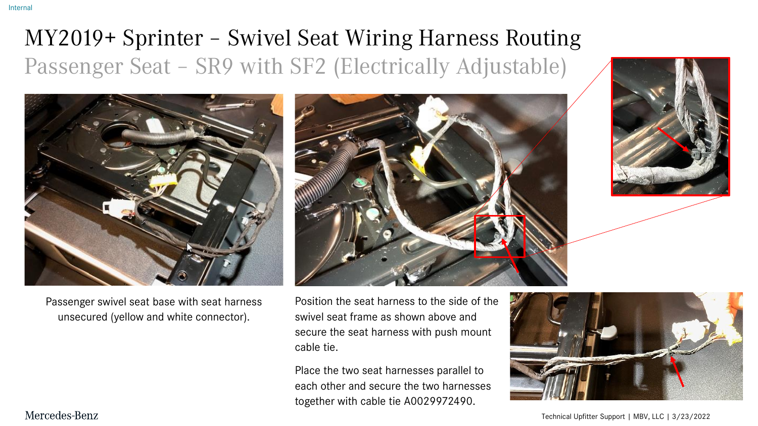# MY2019+ Sprinter – Swivel Seat Wiring Harness Routing

## Passenger Seat – SR9 with SF2 (Electrically Adjustable)

Passenger swivel seat base with seat harness unsecured (yellow and white connector).

Position the seat harness to the side of the swivel seat frame as shown above and secure the seat harness with push mount cable tie.

Place the two seat harnesses parallel to each other and secure the two harnesses together with cable tie A0029972490.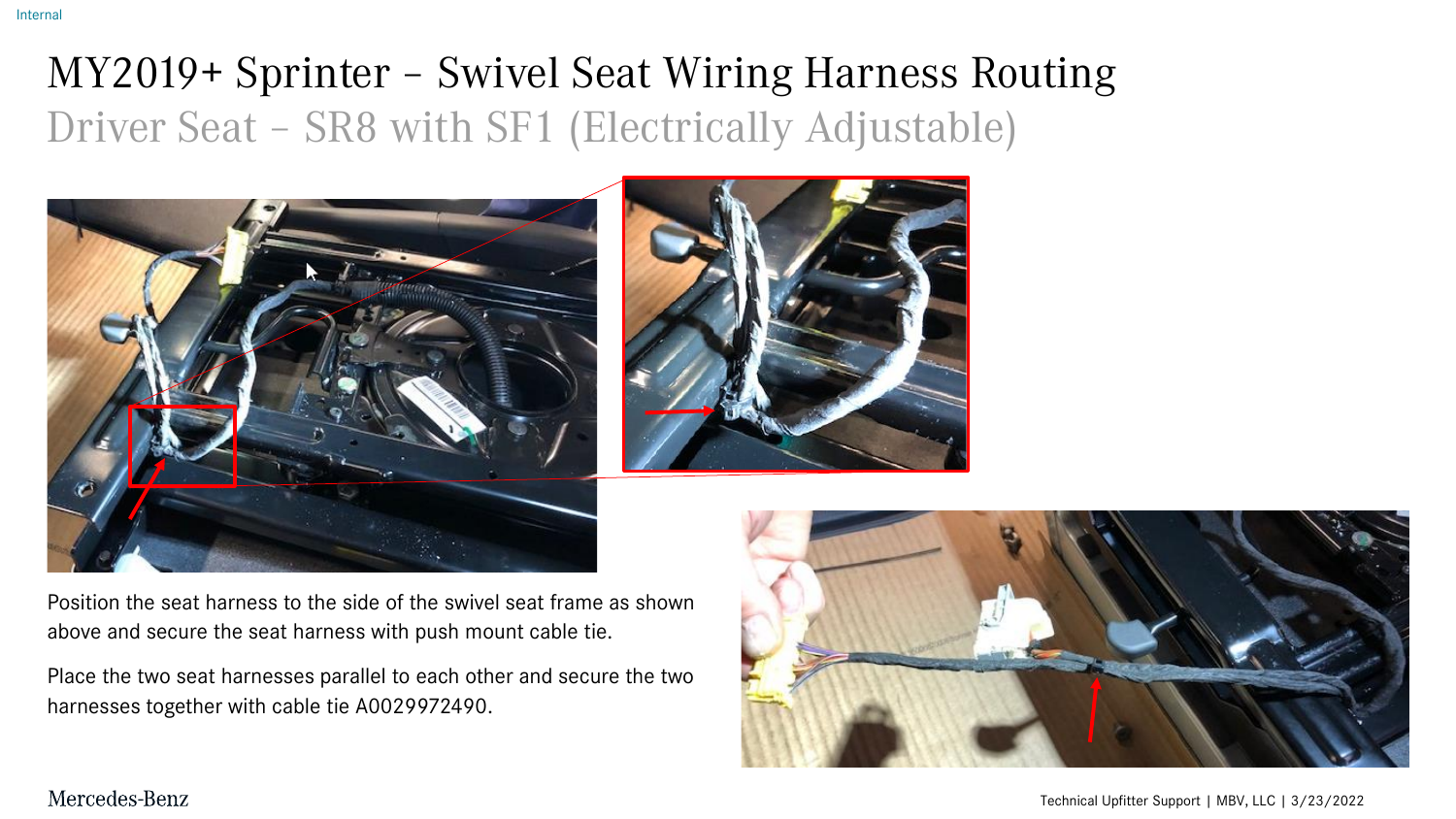# MY2019+ Sprinter – Swivel Seat Wiring Harness Routing

## Driver Seat – SR8 with SF1 (Electrically Adjustable)

Position the seat harness to the side of the swivel seat frame as shown above and secure the seat harness with push mount cable tie.

Place the two seat harnesses parallel to each other and secure the two harnesses together with cable tie A0029972490.